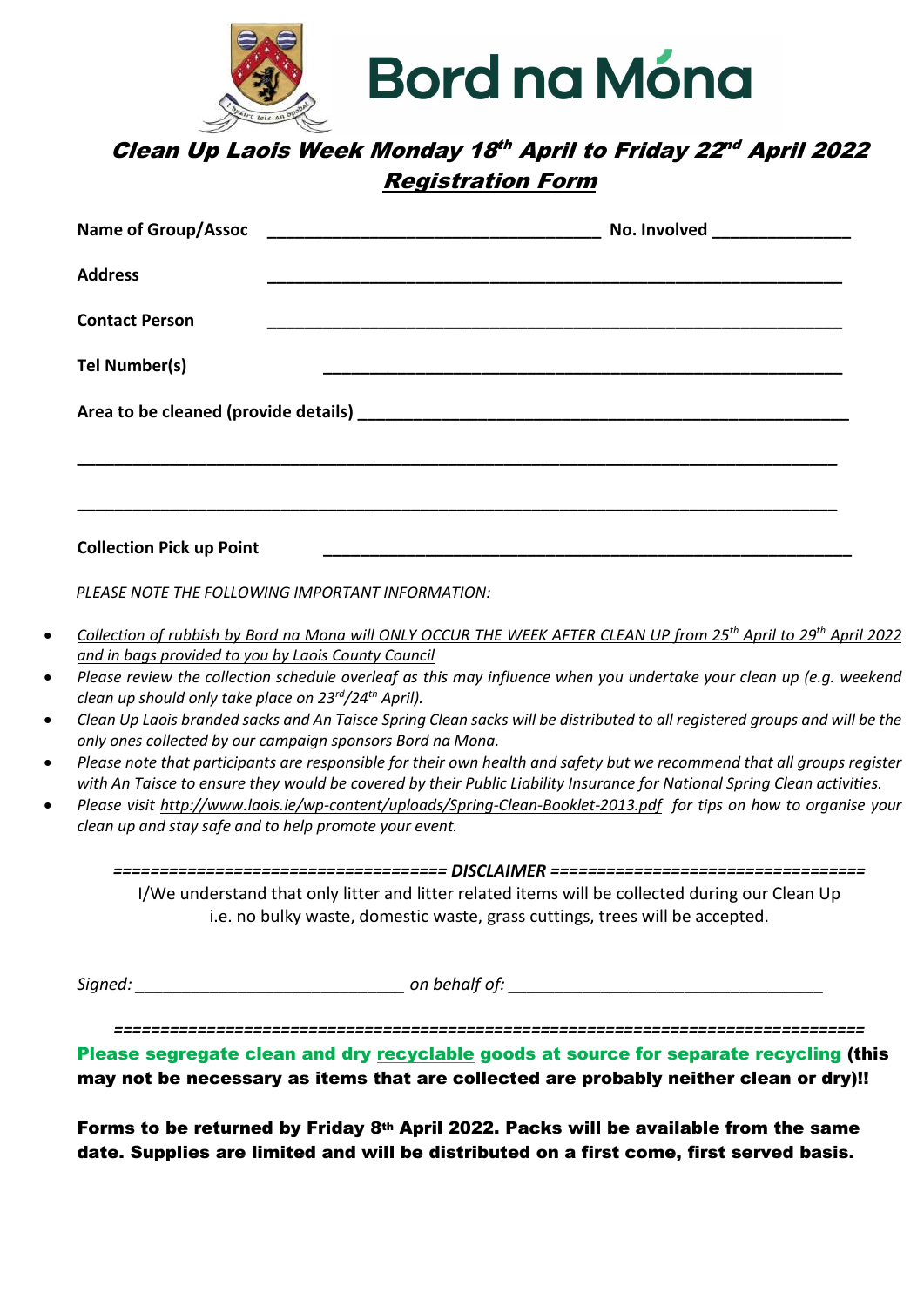Bord na Móna

# *Clean Up Laois Week Monday 18th April to Friday 22nd April 2022*

## *Registration Form*

**Name of Group/Assoc** ____________________________________ **No. Involved** _______________

**Address** ______________________________________________________________

**Contact Person** ______________________________________________________________

**Tel Number(s)** ________________________________________________________

**Area to be cleaned (provide details)** _____________________________________________________

_________________________________________________________________________________

_________________________________________________________________________________

**Collection Pick up Point** ________________________________________________________

*PLEASE NOTE THE FOLLOWING IMPORTANT INFORMATION:*

- *Collection of rubbish by Bord na Mona will ONLY OCCUR THE WEEK AFTER CLEAN UP from 25th April to 29th April 2022 and in bags provided to you by Laois County Council*
- *Please review the collection schedule overleaf as this may influence when you undertake your clean up (e.g. weekend clean up should only take place on 23rd/24th April).*
- *Clean Up Laois branded sacks and An Taisce Spring Clean sacks will be distributed to all registered groups and will be the only ones collected by our campaign sponsors Bord na Mona.*
- *Please note that participants are responsible for their own health and safety but we recommend that all groups register with An Taisce to ensure they would be covered by their Public Liability Insurance for National Spring Clean activities.*
- *Please visit http://www.laois.ie/wp-content/uploads/Spring-Clean-Booklet-2013.pdf for tips on how to organise your clean up and stay safe and to help promote your event.*

*=================================== DISCLAIMER ==================================*

I/We understand that only litter and litter related items will be collected during our Clean Up i.e. no bulky waste, domestic waste, grass cuttings, trees will be accepted.

*Signed:* _____________________________ *on behalf of:* __________________________________

*==================================================================================*

**Please segregate clean and dry recyclable goods at source for separate recycling (this may not be necessary as items that are collected are probably neither clean or dry)!!**

**Forms to be returned by Friday 8th April 2022. Packs will be available from the same date. Supplies are limited and will be distributed on a first come, first served basis.**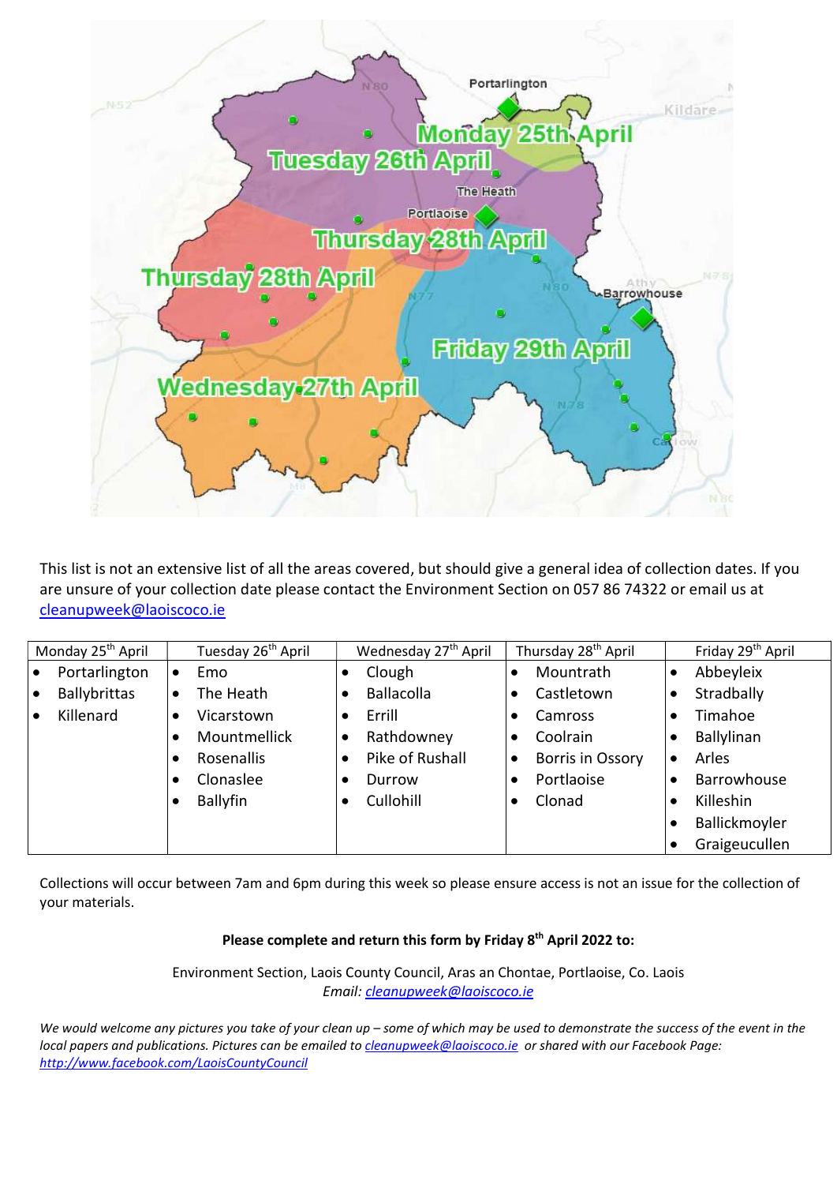Portarlington
Kildare
Monday 25th April
Tuesday 26th April
The Heath
Portlaoise
Thursday 28th April
Thursday 28th April
Athy
Barrowhouse
Friday 29th April
Wednesday 27th April
Carlow

This list is not an extensive list of all the areas covered, but should give a general idea of collection dates. If you are unsure of your collection date please contact the Environment Section on 057 86 74322 or email us at cleanupweek@laoiscoco.ie

| Monday 25th April | Tuesday 26th April | Wednesday 27th April | Thursday 28th April | Friday 29th April |
|---|---|---|---|---|
| • Portarlington<br>• Ballybrittas<br>• Killenard | • Emo<br>• The Heath<br>• Vicarstown<br>• Mountmellick<br>• Rosenallis<br>• Clonaslee<br>• Ballyfin | • Clough<br>• Ballacolla<br>• Errill<br>• Rathdowney<br>• Pike of Rushall<br>• Durrow<br>• Cullohill | • Mountrath<br>• Castletown<br>• Camross<br>• Coolrain<br>• Borris in Ossory<br>• Portlaoise<br>• Clonad | • Abbeyleix<br>• Stradbally<br>• Timahoe<br>• Ballylinan<br>• Arles<br>• Barrowhouse<br>• Killeshin<br>• Ballickmoyler<br>• Graigeucullen |

Collections will occur between 7am and 6pm during this week so please ensure access is not an issue for the collection of your materials.

**Please complete and return this form by Friday 8th April 2022 to:**

Environment Section, Laois County Council, Aras an Chontae, Portlaoise, Co. Laois
*Email: cleanupweek@laoiscoco.ie*

*We would welcome any pictures you take of your clean up – some of which may be used to demonstrate the success of the event in the local papers and publications. Pictures can be emailed to cleanupweek@laoiscoco.ie or shared with our Facebook Page: http://www.facebook.com/LaoisCountyCouncil*